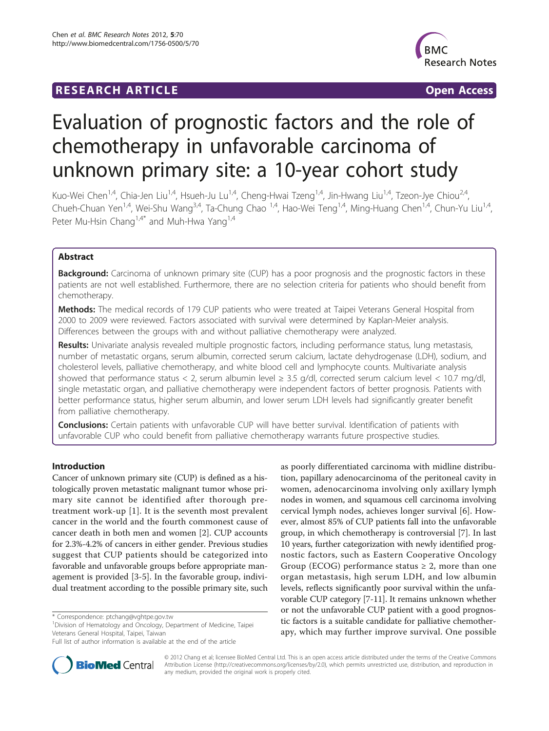RESEARCH ARTICLE Open Access

# Evaluation of prognostic factors and the role of chemotherapy in unfavorable carcinoma of unknown primary site: a 10-year cohort study

Kuo-Wei Chen[1,4], Chia-Jen Liu[1,4], Hsueh-Ju Lu[1,4], Cheng-Hwai Tzeng[1,4], Jin-Hwang Liu[1,4], Tzeon-Jye Chiou[2,4], Chueh-Chuan Yen[1,4], Wei-Shu Wang[3,4], Ta-Chung Chao [1,4], Hao-Wei Teng[1,4], Ming-Huang Chen[1,4], Chun-Yu Liu[1,4], Peter Mu-Hsin Chang[1,4*] and Muh-Hwa Yang[1,4]

## Abstract

**Background:** Carcinoma of unknown primary site (CUP) has a poor prognosis and the prognostic factors in these patients are not well established. Furthermore, there are no selection criteria for patients who should benefit from chemotherapy.

**Methods:** The medical records of 179 CUP patients who were treated at Taipei Veterans General Hospital from 2000 to 2009 were reviewed. Factors associated with survival were determined by Kaplan-Meier analysis. Differences between the groups with and without palliative chemotherapy were analyzed.

**Results:** Univariate analysis revealed multiple prognostic factors, including performance status, lung metastasis, number of metastatic organs, serum albumin, corrected serum calcium, lactate dehydrogenase (LDH), sodium, and cholesterol levels, palliative chemotherapy, and white blood cell and lymphocyte counts. Multivariate analysis showed that performance status < 2, serum albumin level ≥ 3.5 g/dl, corrected serum calcium level < 10.7 mg/dl, single metastatic organ, and palliative chemotherapy were independent factors of better prognosis. Patients with better performance status, higher serum albumin, and lower serum LDH levels had significantly greater benefit from palliative chemotherapy.

**Conclusions:** Certain patients with unfavorable CUP will have better survival. Identification of patients with unfavorable CUP who could benefit from palliative chemotherapy warrants future prospective studies.

## Introduction

Cancer of unknown primary site (CUP) is defined as a histologically proven metastatic malignant tumor whose primary site cannot be identified after thorough pretreatment work-up [1]. It is the seventh most prevalent cancer in the world and the fourth commonest cause of cancer death in both men and women [2]. CUP accounts for 2.3%-4.2% of cancers in either gender. Previous studies suggest that CUP patients should be categorized into favorable and unfavorable groups before appropriate management is provided [3-5]. In the favorable group, individual treatment according to the possible primary site, such as poorly differentiated carcinoma with midline distribution, papillary adenocarcinoma of the peritoneal cavity in women, adenocarcinoma involving only axillary lymph nodes in women, and squamous cell carcinoma involving cervical lymph nodes, achieves longer survival [6]. However, almost 85% of CUP patients fall into the unfavorable group, in which chemotherapy is controversial [7]. In last 10 years, further categorization with newly identified prognostic factors, such as Eastern Cooperative Oncology Group (ECOG) performance status ≥ 2, more than one organ metastasis, high serum LDH, and low albumin levels, reflects significantly poor survival within the unfavorable CUP category [7-11]. It remains unknown whether or not the unfavorable CUP patient with a good prognostic factors is a suitable candidate for palliative chemotherapy, which may further improve survival. One possible

\* Correspondence: ptchang@vghtpe.gov.tw
[1]Division of Hematology and Oncology, Department of Medicine, Taipei Veterans General Hospital, Taipei, Taiwan
Full list of author information is available at the end of the article

© 2012 Chang et al; licensee BioMed Central Ltd. This is an open access article distributed under the terms of the Creative Commons Attribution License (http://creativecommons.org/licenses/by/2.0), which permits unrestricted use, distribution, and reproduction in any medium, provided the original work is properly cited.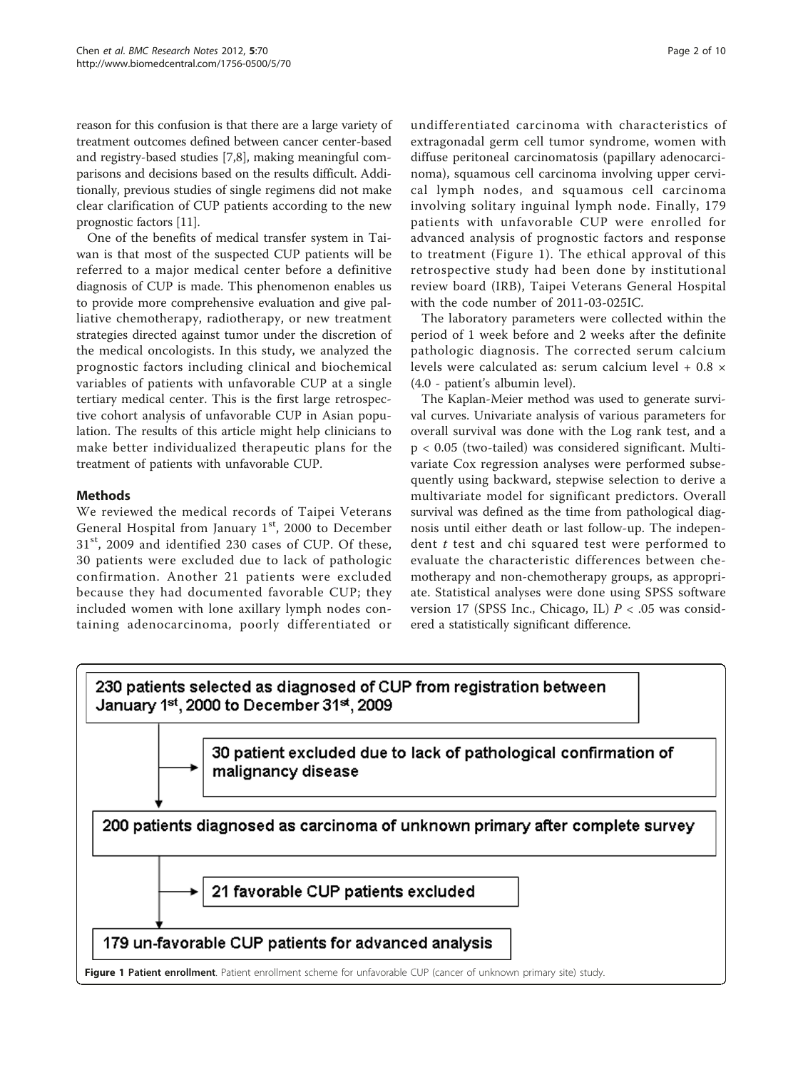reason for this confusion is that there are a large variety of treatment outcomes defined between cancer center-based and registry-based studies [7,8], making meaningful comparisons and decisions based on the results difficult. Additionally, previous studies of single regimens did not make clear clarification of CUP patients according to the new prognostic factors [11].

One of the benefits of medical transfer system in Taiwan is that most of the suspected CUP patients will be referred to a major medical center before a definitive diagnosis of CUP is made. This phenomenon enables us to provide more comprehensive evaluation and give palliative chemotherapy, radiotherapy, or new treatment strategies directed against tumor under the discretion of the medical oncologists. In this study, we analyzed the prognostic factors including clinical and biochemical variables of patients with unfavorable CUP at a single tertiary medical center. This is the first large retrospective cohort analysis of unfavorable CUP in Asian population. The results of this article might help clinicians to make better individualized therapeutic plans for the treatment of patients with unfavorable CUP.

## Methods

We reviewed the medical records of Taipei Veterans General Hospital from January 1st, 2000 to December 31st, 2009 and identified 230 cases of CUP. Of these, 30 patients were excluded due to lack of pathologic confirmation. Another 21 patients were excluded because they had documented favorable CUP; they included women with lone axillary lymph nodes containing adenocarcinoma, poorly differentiated or undifferentiated carcinoma with characteristics of extragonadal germ cell tumor syndrome, women with diffuse peritoneal carcinomatosis (papillary adenocarcinoma), squamous cell carcinoma involving upper cervical lymph nodes, and squamous cell carcinoma involving solitary inguinal lymph node. Finally, 179 patients with unfavorable CUP were enrolled for advanced analysis of prognostic factors and response to treatment (Figure 1). The ethical approval of this retrospective study had been done by institutional review board (IRB), Taipei Veterans General Hospital with the code number of 2011-03-025IC.

The laboratory parameters were collected within the period of 1 week before and 2 weeks after the definite pathologic diagnosis. The corrected serum calcium levels were calculated as: serum calcium level + 0.8 × (4.0 - patient's albumin level).

The Kaplan-Meier method was used to generate survival curves. Univariate analysis of various parameters for overall survival was done with the Log rank test, and a $p < 0.05$ (two-tailed) was considered significant. Multivariate Cox regression analyses were performed subsequently using backward, stepwise selection to derive a multivariate model for significant predictors. Overall survival was defined as the time from pathological diagnosis until either death or last follow-up. The independent $t$ test and chi squared test were performed to evaluate the characteristic differences between chemotherapy and non-chemotherapy groups, as appropriate. Statistical analyses were done using SPSS software version 17 (SPSS Inc., Chicago, IL) $P < .05$ was considered a statistically significant difference.

230 patients selected as diagnosed of CUP from registration between January 1st, 2000 to December 31st, 2009

→ 30 patient excluded due to lack of pathological confirmation of malignancy disease

200 patients diagnosed as carcinoma of unknown primary after complete survey

→ 21 favorable CUP patients excluded

179 un-favorable CUP patients for advanced analysis

**Figure 1 Patient enrollment**. Patient enrollment scheme for unfavorable CUP (cancer of unknown primary site) study.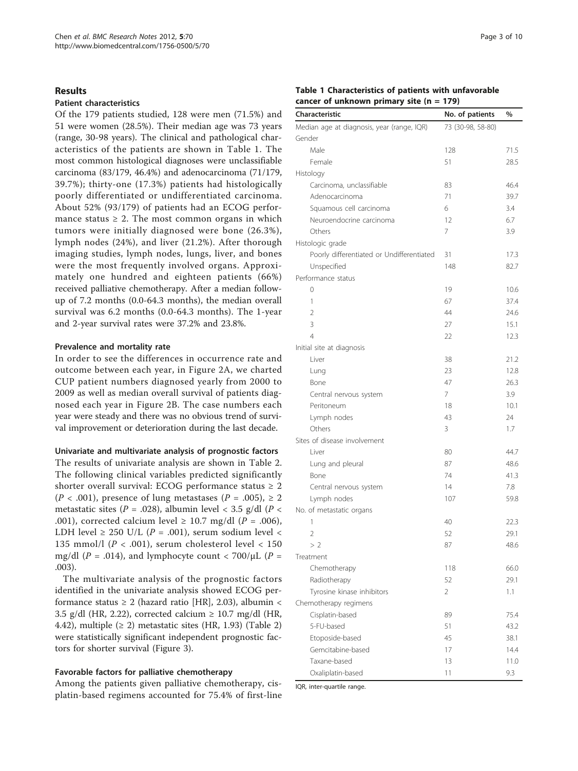## Results

### Patient characteristics

Of the 179 patients studied, 128 were men (71.5%) and 51 were women (28.5%). Their median age was 73 years (range, 30-98 years). The clinical and pathological characteristics of the patients are shown in Table 1. The most common histological diagnoses were unclassifiable carcinoma (83/179, 46.4%) and adenocarcinoma (71/179, 39.7%); thirty-one (17.3%) patients had histologically poorly differentiated or undifferentiated carcinoma. About 52% (93/179) of patients had an ECOG performance status ≥ 2. The most common organs in which tumors were initially diagnosed were bone (26.3%), lymph nodes (24%), and liver (21.2%). After thorough imaging studies, lymph nodes, lungs, liver, and bones were the most frequently involved organs. Approximately one hundred and eighteen patients (66%) received palliative chemotherapy. After a median follow-up of 7.2 months (0.0-64.3 months), the median overall survival was 6.2 months (0.0-64.3 months). The 1-year and 2-year survival rates were 37.2% and 23.8%.

### Prevalence and mortality rate

In order to see the differences in occurrence rate and outcome between each year, in Figure 2A, we charted CUP patient numbers diagnosed yearly from 2000 to 2009 as well as median overall survival of patients diagnosed each year in Figure 2B. The case numbers each year were steady and there was no obvious trend of survival improvement or deterioration during the last decade.

### Univariate and multivariate analysis of prognostic factors

The results of univariate analysis are shown in Table 2. The following clinical variables predicted significantly shorter overall survival: ECOG performance status ≥ 2 ($P$ < .001), presence of lung metastases ($P$ = .005), ≥ 2 metastatic sites ($P$ = .028), albumin level < 3.5 g/dl ($P$ < .001), corrected calcium level ≥ 10.7 mg/dl ($P$ = .006), LDH level ≥ 250 U/L ($P$ = .001), serum sodium level < 135 mmol/l ($P$ < .001), serum cholesterol level < 150 mg/dl ($P$ = .014), and lymphocyte count < 700/μL ($P$ = .003).

The multivariate analysis of the prognostic factors identified in the univariate analysis showed ECOG performance status ≥ 2 (hazard ratio [HR], 2.03), albumin < 3.5 g/dl (HR, 2.22), corrected calcium ≥ 10.7 mg/dl (HR, 4.42), multiple (≥ 2) metastatic sites (HR, 1.93) (Table 2) were statistically significant independent prognostic factors for shorter survival (Figure 3).

### Favorable factors for palliative chemotherapy

Among the patients given palliative chemotherapy, cisplatin-based regimens accounted for 75.4% of first-line

**Table 1 Characteristics of patients with unfavorable cancer of unknown primary site (n = 179)**

| Characteristic | No. of patients | % |
|---|---|---|
| Median age at diagnosis, year (range, IQR) | 73 (30-98, 58-80) | |
| Gender | | |
| Male | 128 | 71.5 |
| Female | 51 | 28.5 |
| Histology | | |
| Carcinoma, unclassifiable | 83 | 46.4 |
| Adenocarcinoma | 71 | 39.7 |
| Squamous cell carcinoma | 6 | 3.4 |
| Neuroendocrine carcinoma | 12 | 6.7 |
| Others | 7 | 3.9 |
| Histologic grade | | |
| Poorly differentiated or Undifferentiated | 31 | 17.3 |
| Unspecified | 148 | 82.7 |
| Performance status | | |
| 0 | 19 | 10.6 |
| 1 | 67 | 37.4 |
| 2 | 44 | 24.6 |
| 3 | 27 | 15.1 |
| 4 | 22 | 12.3 |
| Initial site at diagnosis | | |
| Liver | 38 | 21.2 |
| Lung | 23 | 12.8 |
| Bone | 47 | 26.3 |
| Central nervous system | 7 | 3.9 |
| Peritoneum | 18 | 10.1 |
| Lymph nodes | 43 | 24 |
| Others | 3 | 1.7 |
| Sites of disease involvement | | |
| Liver | 80 | 44.7 |
| Lung and pleural | 87 | 48.6 |
| Bone | 74 | 41.3 |
| Central nervous system | 14 | 7.8 |
| Lymph nodes | 107 | 59.8 |
| No. of metastatic organs | | |
| 1 | 40 | 22.3 |
| 2 | 52 | 29.1 |
| > 2 | 87 | 48.6 |
| Treatment | | |
| Chemotherapy | 118 | 66.0 |
| Radiotherapy | 52 | 29.1 |
| Tyrosine kinase inhibitors | 2 | 1.1 |
| Chemotherapy regimens | | |
| Cisplatin-based | 89 | 75.4 |
| 5-FU-based | 51 | 43.2 |
| Etoposide-based | 45 | 38.1 |
| Gemcitabine-based | 17 | 14.4 |
| Taxane-based | 13 | 11.0 |
| Oxaliplatin-based | 11 | 9.3 |

IQR, inter-quartile range.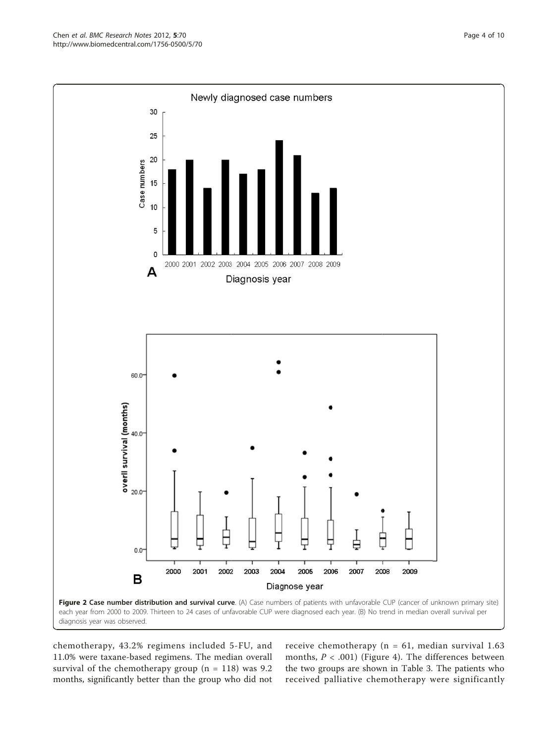Figure 2 Case number distribution and survival curve. (A) Case numbers of patients with unfavorable CUP (cancer of unknown primary site) each year from 2000 to 2009. Thirteen to 24 cases of unfavorable CUP were diagnosed each year. (B) No trend in median overall survival per diagnosis year was observed.

chemotherapy, 43.2% regimens included 5-FU, and 11.0% were taxane-based regimens. The median overall survival of the chemotherapy group (n = 118) was 9.2 months, significantly better than the group who did not receive chemotherapy (n = 61, median survival 1.63 months, $P < .001$) (Figure 4). The differences between the two groups are shown in Table 3. The patients who received palliative chemotherapy were significantly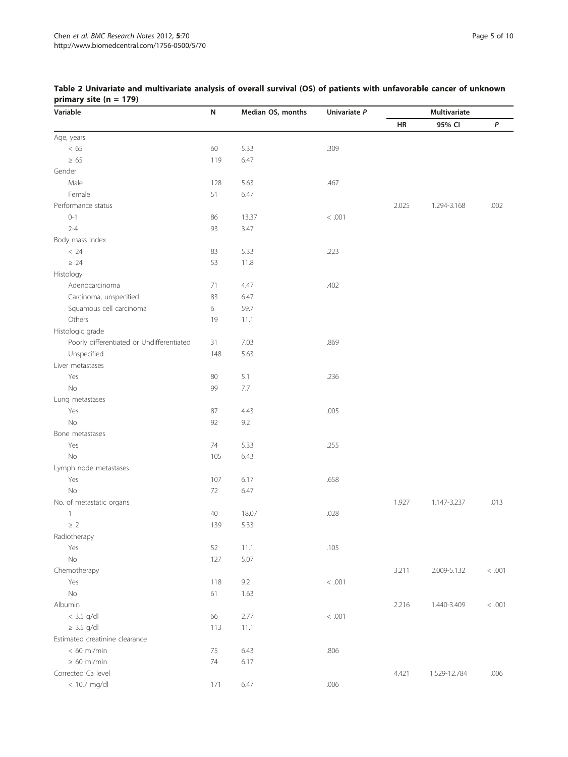**Table 2 Univariate and multivariate analysis of overall survival (OS) of patients with unfavorable cancer of unknown primary site (n = 179)**

| Variable | N | Median OS, months | Univariate *P* | Multivariate | | |
|---|---|---|---|---|---|---|
| | | | | HR | 95% CI | *P* |
| Age, years | | | | | | |
| < 65 | 60 | 5.33 | .309 | | | |
| ≥ 65 | 119 | 6.47 | | | | |
| Gender | | | | | | |
| Male | 128 | 5.63 | .467 | | | |
| Female | 51 | 6.47 | | | | |
| Performance status | | | | 2.025 | 1.294-3.168 | .002 |
| 0-1 | 86 | 13.37 | < .001 | | | |
| 2-4 | 93 | 3.47 | | | | |
| Body mass index | | | | | | |
| < 24 | 83 | 5.33 | .223 | | | |
| ≥ 24 | 53 | 11.8 | | | | |
| Histology | | | | | | |
| Adenocarcinoma | 71 | 4.47 | .402 | | | |
| Carcinoma, unspecified | 83 | 6.47 | | | | |
| Squamous cell carcinoma | 6 | 59.7 | | | | |
| Others | 19 | 11.1 | | | | |
| Histologic grade | | | | | | |
| Poorly differentiated or Undifferentiated | 31 | 7.03 | .869 | | | |
| Unspecified | 148 | 5.63 | | | | |
| Liver metastases | | | | | | |
| Yes | 80 | 5.1 | .236 | | | |
| No | 99 | 7.7 | | | | |
| Lung metastases | | | | | | |
| Yes | 87 | 4.43 | .005 | | | |
| No | 92 | 9.2 | | | | |
| Bone metastases | | | | | | |
| Yes | 74 | 5.33 | .255 | | | |
| No | 105 | 6.43 | | | | |
| Lymph node metastases | | | | | | |
| Yes | 107 | 6.17 | .658 | | | |
| No | 72 | 6.47 | | | | |
| No. of metastatic organs | | | | 1.927 | 1.147-3.237 | .013 |
| 1 | 40 | 18.07 | .028 | | | |
| ≥ 2 | 139 | 5.33 | | | | |
| Radiotherapy | | | | | | |
| Yes | 52 | 11.1 | .105 | | | |
| No | 127 | 5.07 | | | | |
| Chemotherapy | | | | 3.211 | 2.009-5.132 | < .001 |
| Yes | 118 | 9.2 | < .001 | | | |
| No | 61 | 1.63 | | | | |
| Albumin | | | | 2.216 | 1.440-3.409 | < .001 |
| < 3.5 g/dl | 66 | 2.77 | < .001 | | | |
| ≥ 3.5 g/dl | 113 | 11.1 | | | | |
| Estimated creatinine clearance | | | | | | |
| < 60 ml/min | 75 | 6.43 | .806 | | | |
| ≥ 60 ml/min | 74 | 6.17 | | | | |
| Corrected Ca level | | | | 4.421 | 1.529-12.784 | .006 |
| < 10.7 mg/dl | 171 | 6.47 | .006 | | | |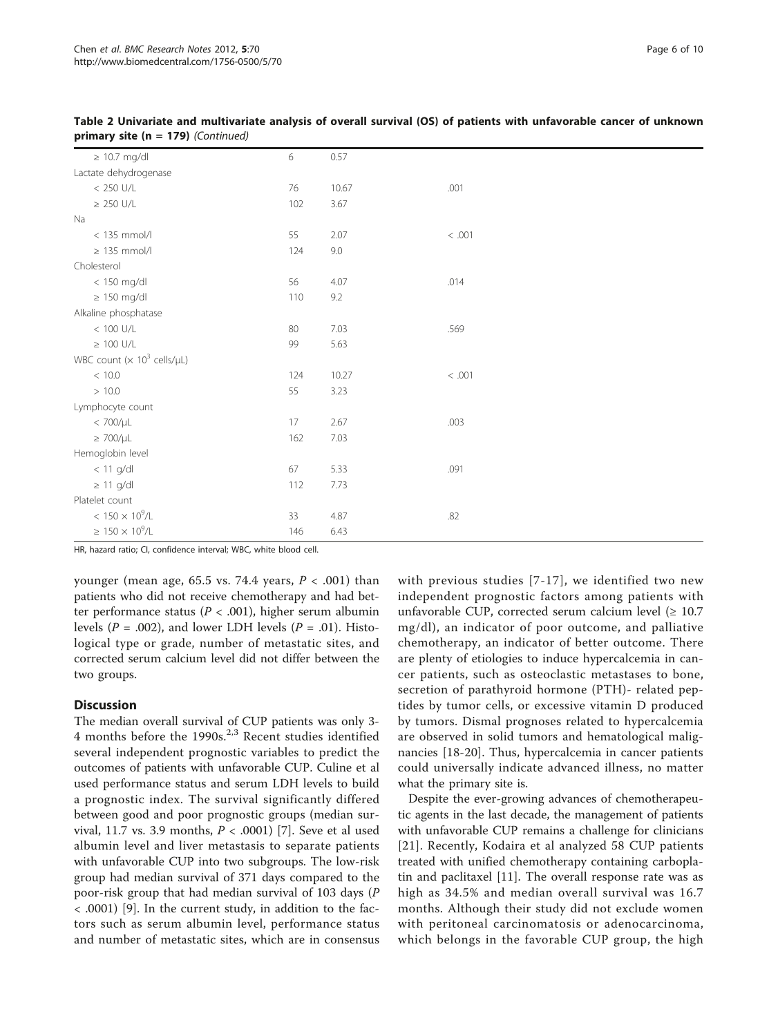**Table 2 Univariate and multivariate analysis of overall survival (OS) of patients with unfavorable cancer of unknown primary site (n = 179)** *(Continued)*

| | | | |
|---|---|---|---|
| ≥ 10.7 mg/dl | 6 | 0.57 | |
| Lactate dehydrogenase | | | |
| < 250 U/L | 76 | 10.67 | .001 |
| ≥ 250 U/L | 102 | 3.67 | |
| Na | | | |
| < 135 mmol/l | 55 | 2.07 | < .001 |
| ≥ 135 mmol/l | 124 | 9.0 | |
| Cholesterol | | | |
| < 150 mg/dl | 56 | 4.07 | .014 |
| ≥ 150 mg/dl | 110 | 9.2 | |
| Alkaline phosphatase | | | |
| < 100 U/L | 80 | 7.03 | .569 |
| ≥ 100 U/L | 99 | 5.63 | |
| WBC count (× $10^3$ cells/μL) | | | |
| < 10.0 | 124 | 10.27 | < .001 |
| > 10.0 | 55 | 3.23 | |
| Lymphocyte count | | | |
| < 700/μL | 17 | 2.67 | .003 |
| ≥ 700/μL | 162 | 7.03 | |
| Hemoglobin level | | | |
| < 11 g/dl | 67 | 5.33 | .091 |
| ≥ 11 g/dl | 112 | 7.73 | |
| Platelet count | | | |
| < 150 × $10^9$/L | 33 | 4.87 | .82 |
| ≥ 150 × $10^9$/L | 146 | 6.43 | |

HR, hazard ratio; CI, confidence interval; WBC, white blood cell.

younger (mean age, 65.5 vs. 74.4 years, $P < .001$) than patients who did not receive chemotherapy and had better performance status ($P < .001$), higher serum albumin levels ($P = .002$), and lower LDH levels ($P = .01$). Histological type or grade, number of metastatic sites, and corrected serum calcium level did not differ between the two groups.

## Discussion

The median overall survival of CUP patients was only 3-4 months before the 1990s.[2,3] Recent studies identified several independent prognostic variables to predict the outcomes of patients with unfavorable CUP. Culine et al used performance status and serum LDH levels to build a prognostic index. The survival significantly differed between good and poor prognostic groups (median survival, 11.7 vs. 3.9 months, $P < .0001$) [7]. Seve et al used albumin level and liver metastasis to separate patients with unfavorable CUP into two subgroups. The low-risk group had median survival of 371 days compared to the poor-risk group that had median survival of 103 days ($P < .0001$) [9]. In the current study, in addition to the factors such as serum albumin level, performance status and number of metastatic sites, which are in consensus with previous studies [7-17], we identified two new independent prognostic factors among patients with unfavorable CUP, corrected serum calcium level (≥ 10.7 mg/dl), an indicator of poor outcome, and palliative chemotherapy, an indicator of better outcome. There are plenty of etiologies to induce hypercalcemia in cancer patients, such as osteoclastic metastases to bone, secretion of parathyroid hormone (PTH)- related peptides by tumor cells, or excessive vitamin D produced by tumors. Dismal prognoses related to hypercalcemia are observed in solid tumors and hematological malignancies [18-20]. Thus, hypercalcemia in cancer patients could universally indicate advanced illness, no matter what the primary site is.

Despite the ever-growing advances of chemotherapeutic agents in the last decade, the management of patients with unfavorable CUP remains a challenge for clinicians [21]. Recently, Kodaira et al analyzed 58 CUP patients treated with unified chemotherapy containing carboplatin and paclitaxel [11]. The overall response rate was as high as 34.5% and median overall survival was 16.7 months. Although their study did not exclude women with peritoneal carcinomatosis or adenocarcinoma, which belongs in the favorable CUP group, the high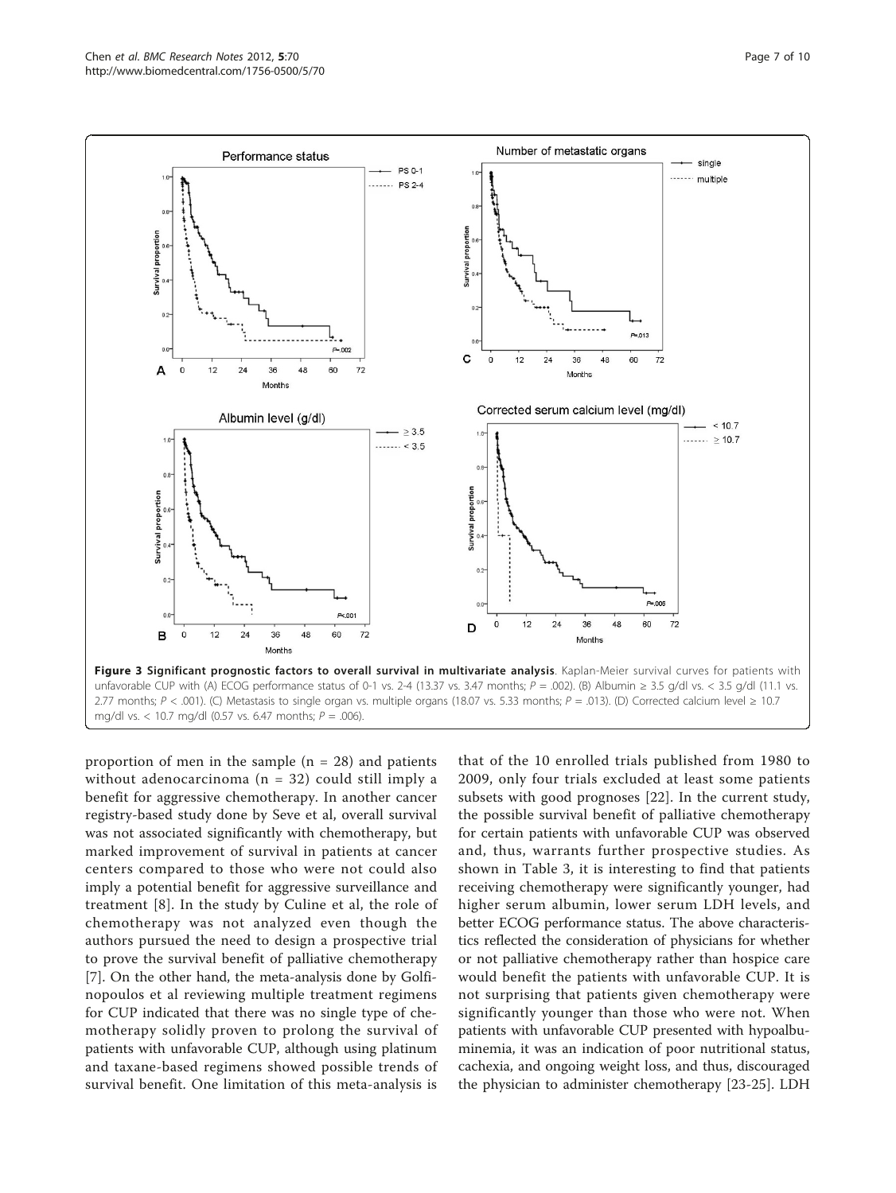**Figure 3 Significant prognostic factors to overall survival in multivariate analysis**. Kaplan-Meier survival curves for patients with unfavorable CUP with (A) ECOG performance status of 0-1 vs. 2-4 (13.37 vs. 3.47 months; $P = .002$). (B) Albumin ≥ 3.5 g/dl vs. < 3.5 g/dl (11.1 vs. 2.77 months; $P < .001$). (C) Metastasis to single organ vs. multiple organs (18.07 vs. 5.33 months; $P = .013$). (D) Corrected calcium level ≥ 10.7 mg/dl vs. < 10.7 mg/dl (0.57 vs. 6.47 months; $P = .006$).

proportion of men in the sample (n = 28) and patients without adenocarcinoma (n = 32) could still imply a benefit for aggressive chemotherapy. In another cancer registry-based study done by Seve et al, overall survival was not associated significantly with chemotherapy, but marked improvement of survival in patients at cancer centers compared to those who were not could also imply a potential benefit for aggressive surveillance and treatment [8]. In the study by Culine et al, the role of chemotherapy was not analyzed even though the authors pursued the need to design a prospective trial to prove the survival benefit of palliative chemotherapy [7]. On the other hand, the meta-analysis done by Golfinopoulos et al reviewing multiple treatment regimens for CUP indicated that there was no single type of chemotherapy solidly proven to prolong the survival of patients with unfavorable CUP, although using platinum and taxane-based regimens showed possible trends of survival benefit. One limitation of this meta-analysis is that of the 10 enrolled trials published from 1980 to 2009, only four trials excluded at least some patients subsets with good prognoses [22]. In the current study, the possible survival benefit of palliative chemotherapy for certain patients with unfavorable CUP was observed and, thus, warrants further prospective studies. As shown in Table 3, it is interesting to find that patients receiving chemotherapy were significantly younger, had higher serum albumin, lower serum LDH levels, and better ECOG performance status. The above characteristics reflected the consideration of physicians for whether or not palliative chemotherapy rather than hospice care would benefit the patients with unfavorable CUP. It is not surprising that patients given chemotherapy were significantly younger than those who were not. When patients with unfavorable CUP presented with hypoalbuminemia, it was an indication of poor nutritional status, cachexia, and ongoing weight loss, and thus, discouraged the physician to administer chemotherapy [23-25]. LDH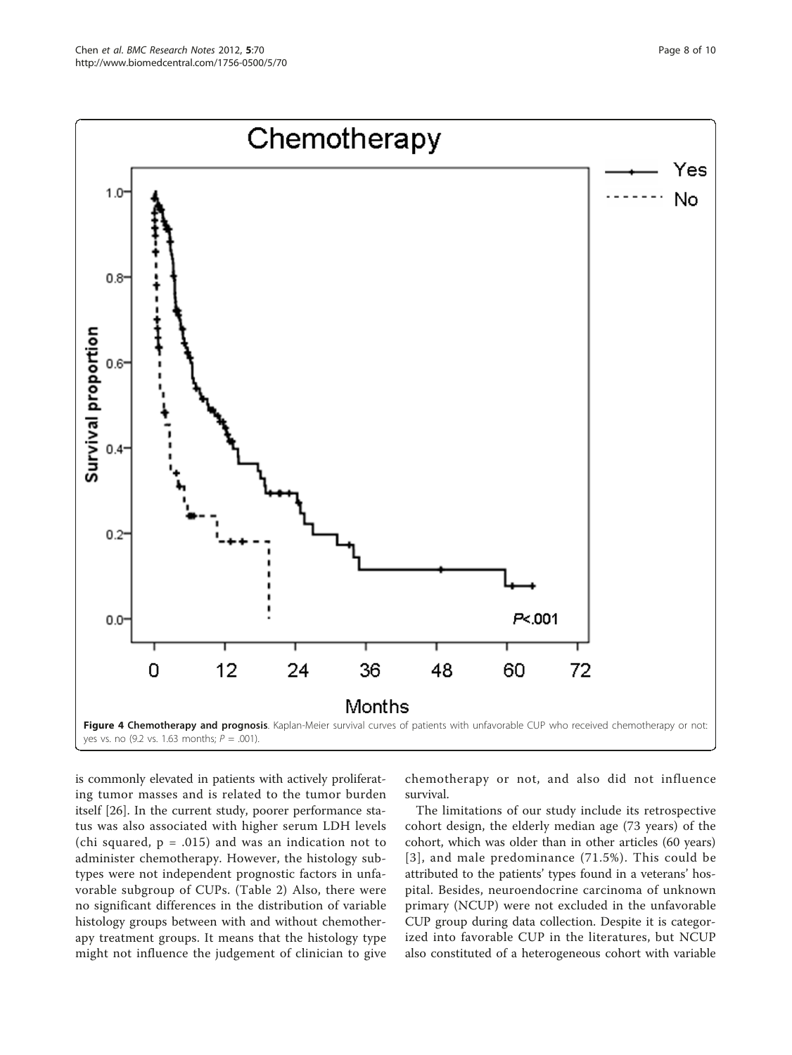**Figure 4 Chemotherapy and prognosis**. Kaplan-Meier survival curves of patients with unfavorable CUP who received chemotherapy or not: yes vs. no (9.2 vs. 1.63 months; *P* = .001).

is commonly elevated in patients with actively proliferating tumor masses and is related to the tumor burden itself [26]. In the current study, poorer performance status was also associated with higher serum LDH levels (chi squared, p = .015) and was an indication not to administer chemotherapy. However, the histology subtypes were not independent prognostic factors in unfavorable subgroup of CUPs. (Table 2) Also, there were no significant differences in the distribution of variable histology groups between with and without chemotherapy treatment groups. It means that the histology type might not influence the judgement of clinician to give chemotherapy or not, and also did not influence survival.

The limitations of our study include its retrospective cohort design, the elderly median age (73 years) of the cohort, which was older than in other articles (60 years) [3], and male predominance (71.5%). This could be attributed to the patients' types found in a veterans' hospital. Besides, neuroendocrine carcinoma of unknown primary (NCUP) were not excluded in the unfavorable CUP group during data collection. Despite it is categorized into favorable CUP in the literatures, but NCUP also constituted of a heterogeneous cohort with variable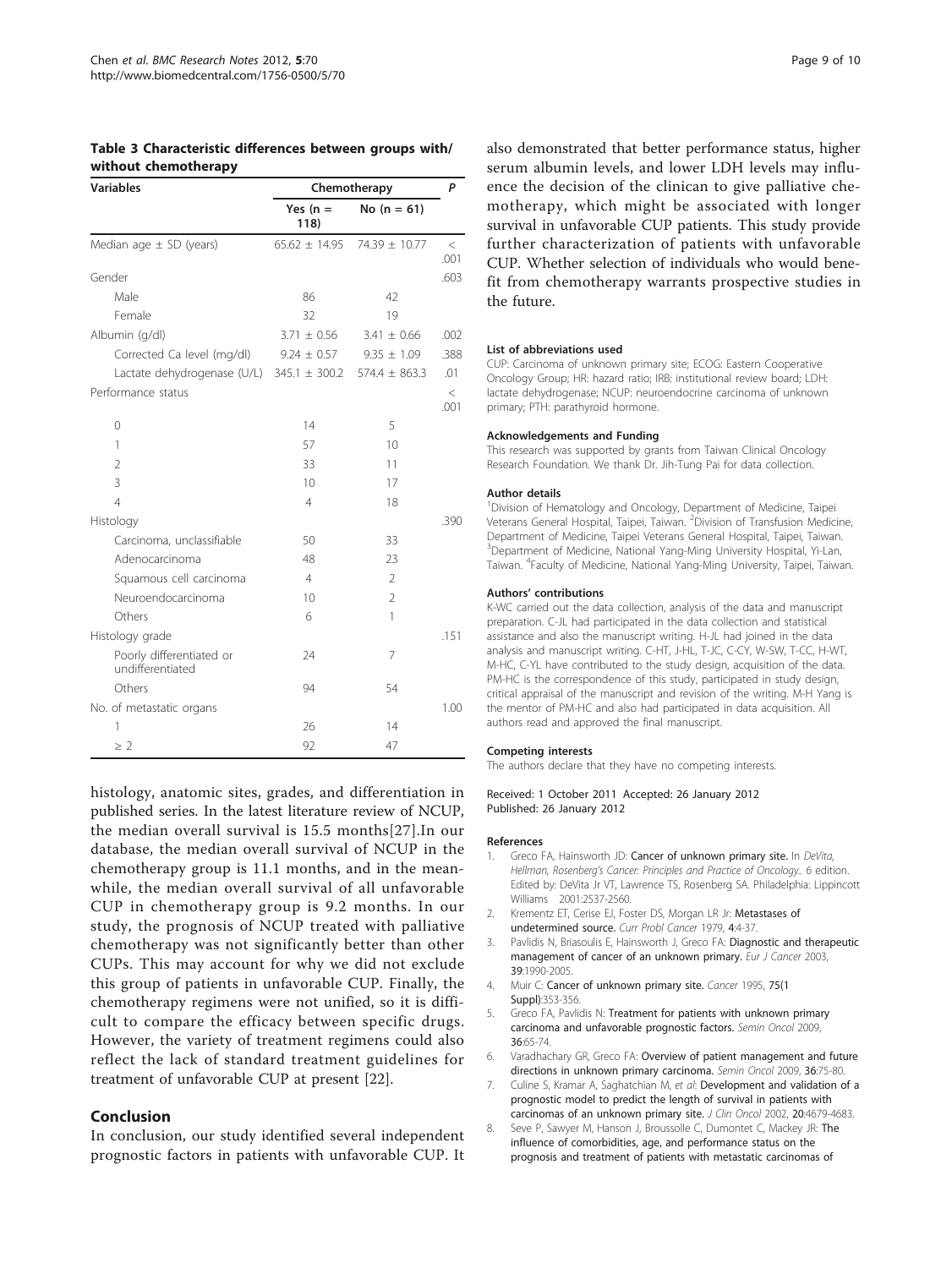**Table 3 Characteristic differences between groups with/ without chemotherapy**

| Variables | Chemotherapy | | P |
|---|---|---|---|
| | Yes (n = 118) | No (n = 61) | |
| Median age ± SD (years) | 65.62 ± 14.95 | 74.39 ± 10.77 | < .001 |
| Gender | | | .603 |
| Male | 86 | 42 | |
| Female | 32 | 19 | |
| Albumin (g/dl) | 3.71 ± 0.56 | 3.41 ± 0.66 | .002 |
| Corrected Ca level (mg/dl) | 9.24 ± 0.57 | 9.35 ± 1.09 | .388 |
| Lactate dehydrogenase (U/L) | 345.1 ± 300.2 | 574.4 ± 863.3 | .01 |
| Performance status | | | < .001 |
| 0 | 14 | 5 | |
| 1 | 57 | 10 | |
| 2 | 33 | 11 | |
| 3 | 10 | 17 | |
| 4 | 4 | 18 | |
| Histology | | | .390 |
| Carcinoma, unclassifiable | 50 | 33 | |
| Adenocarcinoma | 48 | 23 | |
| Squamous cell carcinoma | 4 | 2 | |
| Neuroendocarcinoma | 10 | 2 | |
| Others | 6 | 1 | |
| Histology grade | | | .151 |
| Poorly differentiated or undifferentiated | 24 | 7 | |
| Others | 94 | 54 | |
| No. of metastatic organs | | | 1.00 |
| 1 | 26 | 14 | |
| ≥ 2 | 92 | 47 | |

histology, anatomic sites, grades, and differentiation in published series. In the latest literature review of NCUP, the median overall survival is 15.5 months[27].In our database, the median overall survival of NCUP in the chemotherapy group is 11.1 months, and in the meanwhile, the median overall survival of all unfavorable CUP in chemotherapy group is 9.2 months. In our study, the prognosis of NCUP treated with palliative chemotherapy was not significantly better than other CUPs. This may account for why we did not exclude this group of patients in unfavorable CUP. Finally, the chemotherapy regimens were not unified, so it is difficult to compare the efficacy between specific drugs. However, the variety of treatment regimens could also reflect the lack of standard treatment guidelines for treatment of unfavorable CUP at present [22].

## Conclusion

In conclusion, our study identified several independent prognostic factors in patients with unfavorable CUP. It also demonstrated that better performance status, higher serum albumin levels, and lower LDH levels may influence the decision of the clinican to give palliative chemotherapy, which might be associated with longer survival in unfavorable CUP patients. This study provide further characterization of patients with unfavorable CUP. Whether selection of individuals who would benefit from chemotherapy warrants prospective studies in the future.

#### List of abbreviations used

CUP: Carcinoma of unknown primary site; ECOG: Eastern Cooperative Oncology Group; HR: hazard ratio; IRB: institutional review board; LDH: lactate dehydrogenase; NCUP: neuroendocrine carcinoma of unknown primary; PTH: parathyroid hormone.

#### Acknowledgements and Funding

This research was supported by grants from Taiwan Clinical Oncology Research Foundation. We thank Dr. Jih-Tung Pai for data collection.

#### Author details

[1]Division of Hematology and Oncology, Department of Medicine, Taipei Veterans General Hospital, Taipei, Taiwan. [2]Division of Transfusion Medicine, Department of Medicine, Taipei Veterans General Hospital, Taipei, Taiwan. [3]Department of Medicine, National Yang-Ming University Hospital, Yi-Lan, Taiwan. [4]Faculty of Medicine, National Yang-Ming University, Taipei, Taiwan.

#### Authors' contributions

K-WC carried out the data collection, analysis of the data and manuscript preparation. C-JL had participated in the data collection and statistical assistance and also the manuscript writing. H-JL had joined in the data analysis and manuscript writing. C-HT, J-HL, T-JC, C-CY, W-SW, T-CC, H-WT, M-HC, C-YL have contributed to the study design, acquisition of the data. PM-HC is the correspondence of this study, participated in study design, critical appraisal of the manuscript and revision of the writing. M-H Yang is the mentor of PM-HC and also had participated in data acquisition. All authors read and approved the final manuscript.

#### Competing interests

The authors declare that they have no competing interests.

Received: 1 October 2011 Accepted: 26 January 2012
Published: 26 January 2012

#### References

1. Greco FA, Hainsworth JD: **Cancer of unknown primary site.** In *DeVita, Hellman, Rosenberg's Cancer: Principles and Practice of Oncology.*. 6 edition. Edited by: DeVita Jr VT, Lawrence TS, Rosenberg SA. Philadelphia: Lippincott Williams 2001:2537-2560.
2. Krementz ET, Cerise EJ, Foster DS, Morgan LR Jr: **Metastases of undetermined source.** *Curr Probl Cancer* 1979, **4**:4-37.
3. Pavlidis N, Briasoulis E, Hainsworth J, Greco FA: **Diagnostic and therapeutic management of cancer of an unknown primary.** *Eur J Cancer* 2003, **39**:1990-2005.
4. Muir C: **Cancer of unknown primary site.** *Cancer* 1995, **75(1 Suppl)**:353-356.
5. Greco FA, Pavlidis N: **Treatment for patients with unknown primary carcinoma and unfavorable prognostic factors.** *Semin Oncol* 2009, **36**:65-74.
6. Varadhachary GR, Greco FA: **Overview of patient management and future directions in unknown primary carcinoma.** *Semin Oncol* 2009, **36**:75-80.
7. Culine S, Kramar A, Saghatchian M, *et al*: **Development and validation of a prognostic model to predict the length of survival in patients with carcinomas of an unknown primary site.** *J Clin Oncol* 2002, **20**:4679-4683.
8. Seve P, Sawyer M, Hanson J, Broussolle C, Dumontet C, Mackey JR: **The influence of comorbidities, age, and performance status on the prognosis and treatment of patients with metastatic carcinomas of**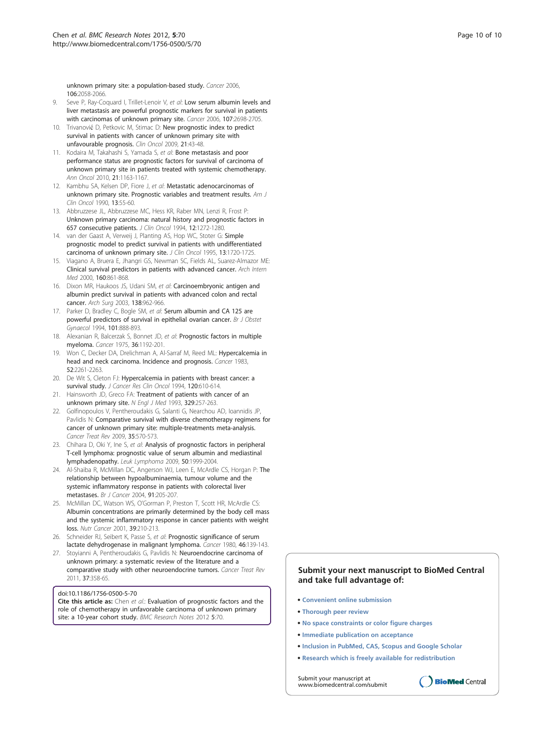unknown primary site: a population-based study. *Cancer* 2006, **106**:2058-2066.

9. Seve P, Ray-Coquard I, Trillet-Lenoir V, *et al*: **Low serum albumin levels and liver metastasis are powerful prognostic markers for survival in patients with carcinomas of unknown primary site.** *Cancer* 2006, **107**:2698-2705.
10. Trivanović D, Petkovic M, Stimac D: **New prognostic index to predict survival in patients with cancer of unknown primary site with unfavourable prognosis.** *Clin Oncol* 2009, **21**:43-48.
11. Kodaira M, Takahashi S, Yamada S, *et al*: **Bone metastasis and poor performance status are prognostic factors for survival of carcinoma of unknown primary site in patients treated with systemic chemotherapy.** *Ann Oncol* 2010, **21**:1163-1167.
12. Kambhu SA, Kelsen DP, Fiore J, *et al*: **Metastatic adenocarcinomas of unknown primary site. Prognostic variables and treatment results.** *Am J Clin Oncol* 1990, **13**:55-60.
13. Abbruzzese JL, Abbruzzese MC, Hess KR, Raber MN, Lenzi R, Frost P: **Unknown primary carcinoma: natural history and prognostic factors in 657 consecutive patients.** *J Clin Oncol* 1994, **12**:1272-1280.
14. van der Gaast A, Verweij J, Planting AS, Hop WC, Stoter G: **Simple prognostic model to predict survival in patients with undifferentiated carcinoma of unknown primary site.** *J Clin Oncol* 1995, **13**:1720-1725.
15. Viagano A, Bruera E, Jhangri GS, Newman SC, Fields AL, Suarez-Almazor ME: **Clinical survival predictors in patients with advanced cancer.** *Arch Intern Med* 2000, **160**:861-868.
16. Dixon MR, Haukoos JS, Udani SM, *et al*: **Carcinoembryonic antigen and albumin predict survival in patients with advanced colon and rectal cancer.** *Arch Surg* 2003, **138**:962-966.
17. Parker D, Bradley C, Bogle SM, *et al*: **Serum albumin and CA 125 are powerful predictors of survival in epithelial ovarian cancer.** *Br J Obstet Gynaecol* 1994, **101**:888-893.
18. Alexanian R, Balcerzak S, Bonnet JD, *et al*: **Prognostic factors in multiple myeloma.** *Cancer* 1975, **36**:1192-201.
19. Won C, Decker DA, Drelichman A, Al-Sarraf M, Reed ML: **Hypercalcemia in head and neck carcinoma. Incidence and prognosis.** *Cancer* 1983, **52**:2261-2263.
20. De Wit S, Cleton FJ: **Hypercalcemia in patients with breast cancer: a survival study.** *J Cancer Res Clin Oncol* 1994, **120**:610-614.
21. Hainsworth JD, Greco FA: **Treatment of patients with cancer of an unknown primary site.** *N Engl J Med* 1993, **329**:257-263.
22. Golfinopoulos V, Pentheroudakis G, Salanti G, Nearchou AD, Ioannidis JP, Pavlidis N: **Comparative survival with diverse chemotherapy regimens for cancer of unknown primary site: multiple-treatments meta-analysis.** *Cancer Treat Rev* 2009, **35**:570-573.
23. Chihara D, Oki Y, Ine S, *et al*: **Analysis of prognostic factors in peripheral T-cell lymphoma: prognostic value of serum albumin and mediastinal lymphadenopathy.** *Leuk Lymphoma* 2009, **50**:1999-2004.
24. Al-Shaiba R, McMillan DC, Angerson WJ, Leen E, McArdle CS, Horgan P: **The relationship between hypoalbuminaemia, tumour volume and the systemic inflammatory response in patients with colorectal liver metastases.** *Br J Cancer* 2004, **91**:205-207.
25. McMillan DC, Watson WS, O'Gorman P, Preston T, Scott HR, McArdle CS: **Albumin concentrations are primarily determined by the body cell mass and the systemic inflammatory response in cancer patients with weight loss.** *Nutr Cancer* 2001, **39**:210-213.
26. Schneider RJ, Seibert K, Passe S, *et al*: **Prognostic significance of serum lactate dehydrogenase in malignant lymphoma.** *Cancer* 1980, **46**:139-143.
27. Stoyianni A, Pentheroudakis G, Pavlidis N: **Neuroendocrine carcinoma of unknown primary: a systematic review of the literature and a comparative study with other neuroendocrine tumors.** *Cancer Treat Rev* 2011, **37**:358-65.

doi:10.1186/1756-0500-5-70

**Cite this article as:** Chen *et al.*: Evaluation of prognostic factors and the role of chemotherapy in unfavorable carcinoma of unknown primary site: a 10-year cohort study. *BMC Research Notes* 2012 **5**:70.

**Submit your next manuscript to BioMed Central and take full advantage of:**

- **Convenient online submission**
- **Thorough peer review**
- **No space constraints or color figure charges**
- **Immediate publication on acceptance**
- **Inclusion in PubMed, CAS, Scopus and Google Scholar**
- **Research which is freely available for redistribution**

Submit your manuscript at www.biomedcentral.com/submit

BioMed Central